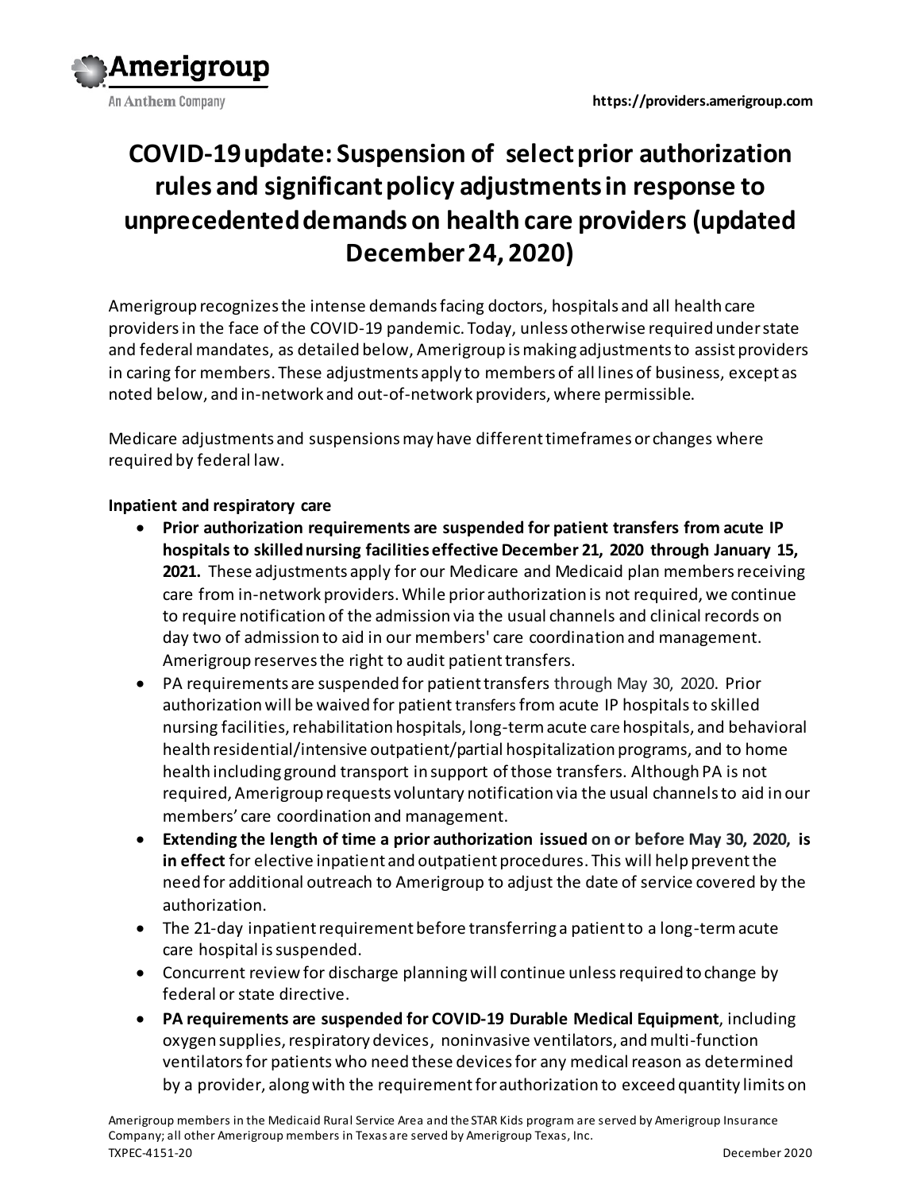# COVID-19 update: Suspension of select prior authorization rules and significant policy adjustments in response to unprecedented demands on health care providers (updated December 24, 2020)

Amerigroup recognizes the intense demands facing doctors, hospitals and all health care providers in the face of the COVID-19 pandemic. Today, unless otherwise required under state and federal mandates, as detailed below, Amerigroup is making adjustments to assist providers in caring for members. These adjustments apply to members of all lines of business, except as noted below, and in-network and out-of-network providers, where permissible.

Medicare adjustments and suspensions may have different timeframes or changes where required by federal law.

**Inpatient and respiratory care**

- **Prior authorization requirements are suspended for patient transfers from acute IP hospitals to skilled nursing facilities effective December 21, 2020 through January 15, 2021.** These adjustments apply for our Medicare and Medicaid plan members receiving care from in-network providers. While prior authorization is not required, we continue to require notification of the admission via the usual channels and clinical records on day two of admission to aid in our members' care coordination and management. Amerigroup reserves the right to audit patient transfers.
- PA requirements are suspended for patient transfers through May 30, 2020. Prior authorization will be waived for patient transfers from acute IP hospitals to skilled nursing facilities, rehabilitation hospitals, long-term acute care hospitals, and behavioral health residential/intensive outpatient/partial hospitalization programs, and to home health including ground transport in support of those transfers. Although PA is not required, Amerigroup requests voluntary notification via the usual channels to aid in our members' care coordination and management.
- **Extending the length of time a prior authorization issued on or before May 30, 2020, is in effect** for elective inpatient and outpatient procedures. This will help prevent the need for additional outreach to Amerigroup to adjust the date of service covered by the authorization.
- The 21-day inpatient requirement before transferring a patient to a long-term acute care hospital is suspended.
- Concurrent review for discharge planning will continue unless required to change by federal or state directive.
- **PA requirements are suspended for COVID-19 Durable Medical Equipment**, including oxygen supplies, respiratory devices, noninvasive ventilators, and multi-function ventilators for patients who need these devices for any medical reason as determined by a provider, along with the requirement for authorization to exceed quantity limits on

Amerigroup members in the Medicaid Rural Service Area and the STAR Kids program are served by Amerigroup Insurance Company; all other Amerigroup members in Texas are served by Amerigroup Texas, Inc.

TXPEC-4151-20 December 2020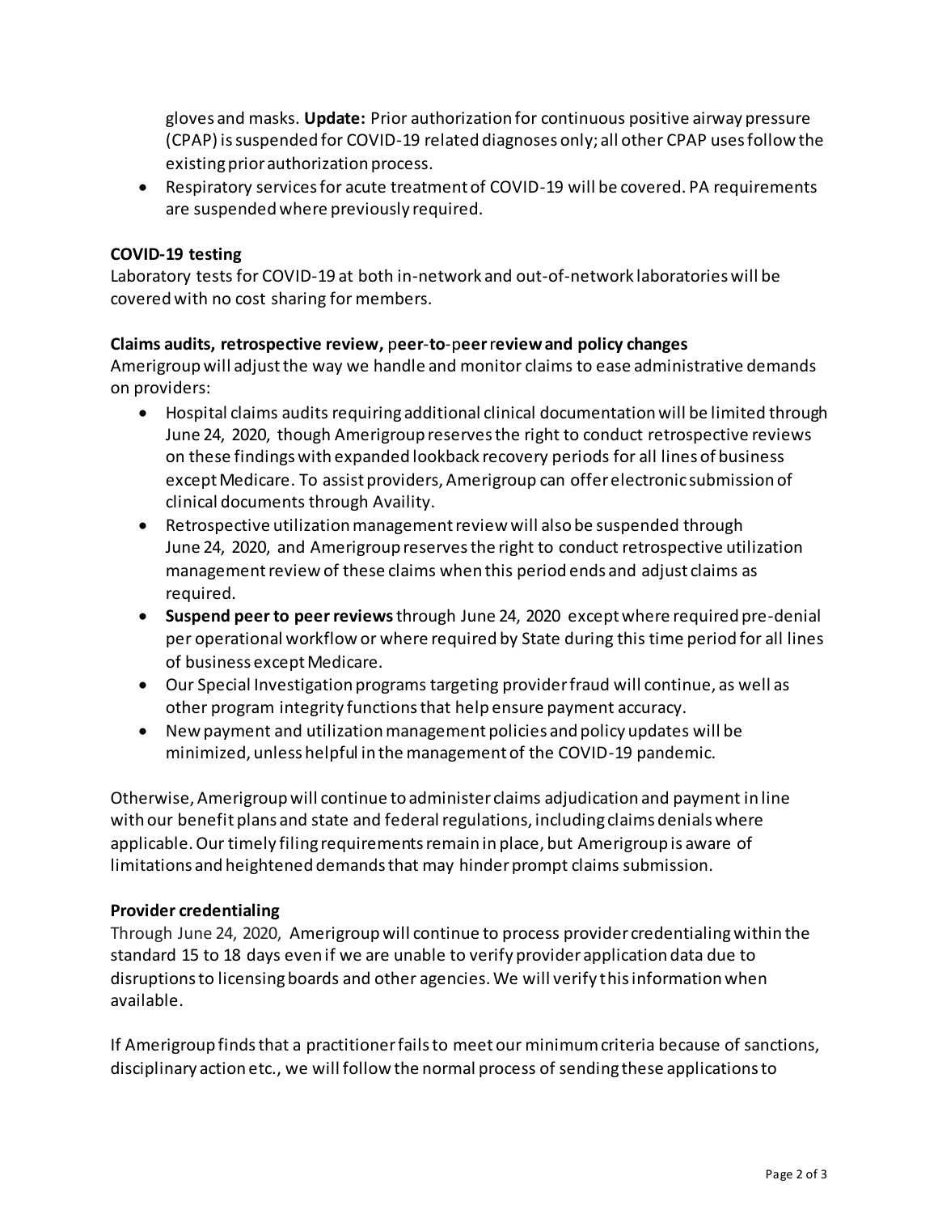gloves and masks. **Update:** Prior authorization for continuous positive airway pressure (CPAP) is suspended for COVID-19 related diagnoses only; all other CPAP uses follow the existing prior authorization process.

- Respiratory services for acute treatment of COVID-19 will be covered. PA requirements are suspended where previously required.

**COVID-19 testing**

Laboratory tests for COVID-19 at both in-network and out-of-network laboratories will be covered with no cost sharing for members.

**Claims audits, retrospective review, peer-to-peer review and policy changes**

Amerigroup will adjust the way we handle and monitor claims to ease administrative demands on providers:

- Hospital claims audits requiring additional clinical documentation will be limited through June 24, 2020, though Amerigroup reserves the right to conduct retrospective reviews on these findings with expanded lookback recovery periods for all lines of business except Medicare. To assist providers, Amerigroup can offer electronic submission of clinical documents through Availity.
- Retrospective utilization management review will also be suspended through June 24, 2020, and Amerigroup reserves the right to conduct retrospective utilization management review of these claims when this period ends and adjust claims as required.
- **Suspend peer to peer reviews** through June 24, 2020 except where required pre-denial per operational workflow or where required by State during this time period for all lines of business except Medicare.
- Our Special Investigation programs targeting provider fraud will continue, as well as other program integrity functions that help ensure payment accuracy.
- New payment and utilization management policies and policy updates will be minimized, unless helpful in the management of the COVID-19 pandemic.

Otherwise, Amerigroup will continue to administer claims adjudication and payment in line with our benefit plans and state and federal regulations, including claims denials where applicable. Our timely filing requirements remain in place, but Amerigroup is aware of limitations and heightened demands that may hinder prompt claims submission.

**Provider credentialing**

Through June 24, 2020, Amerigroup will continue to process provider credentialing within the standard 15 to 18 days even if we are unable to verify provider application data due to disruptions to licensing boards and other agencies. We will verify this information when available.

If Amerigroup finds that a practitioner fails to meet our minimum criteria because of sanctions, disciplinary action etc., we will follow the normal process of sending these applications to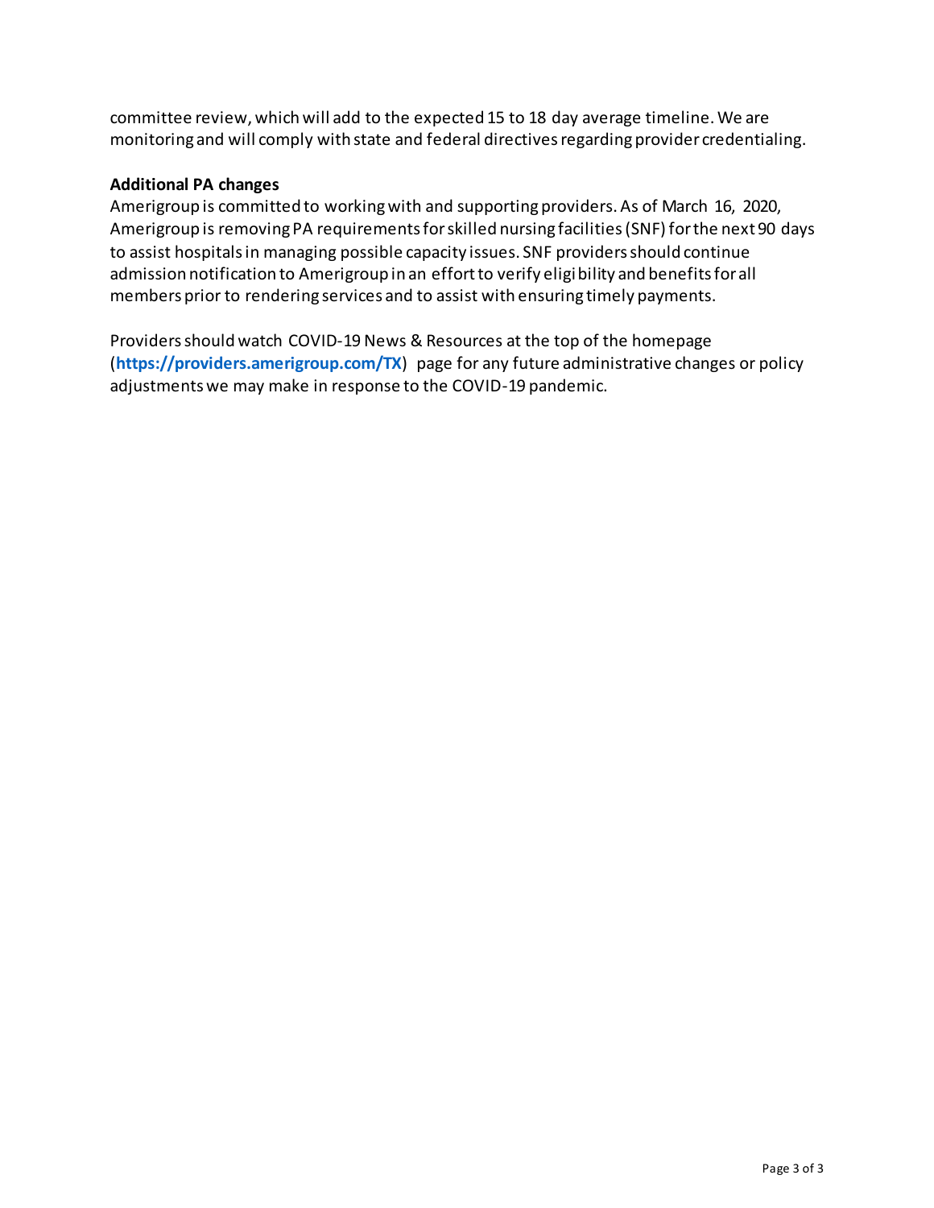committee review, which will add to the expected 15 to 18 day average timeline. We are monitoring and will comply with state and federal directives regarding provider credentialing.

**Additional PA changes**

Amerigroup is committed to working with and supporting providers. As of March 16, 2020, Amerigroup is removing PA requirements for skilled nursing facilities (SNF) for the next 90 days to assist hospitals in managing possible capacity issues. SNF providers should continue admission notification to Amerigroup in an effort to verify eligibility and benefits for all members prior to rendering services and to assist with ensuring timely payments.

Providers should watch COVID-19 News & Resources at the top of the homepage (**https://providers.amerigroup.com/TX**) page for any future administrative changes or policy adjustments we may make in response to the COVID-19 pandemic.